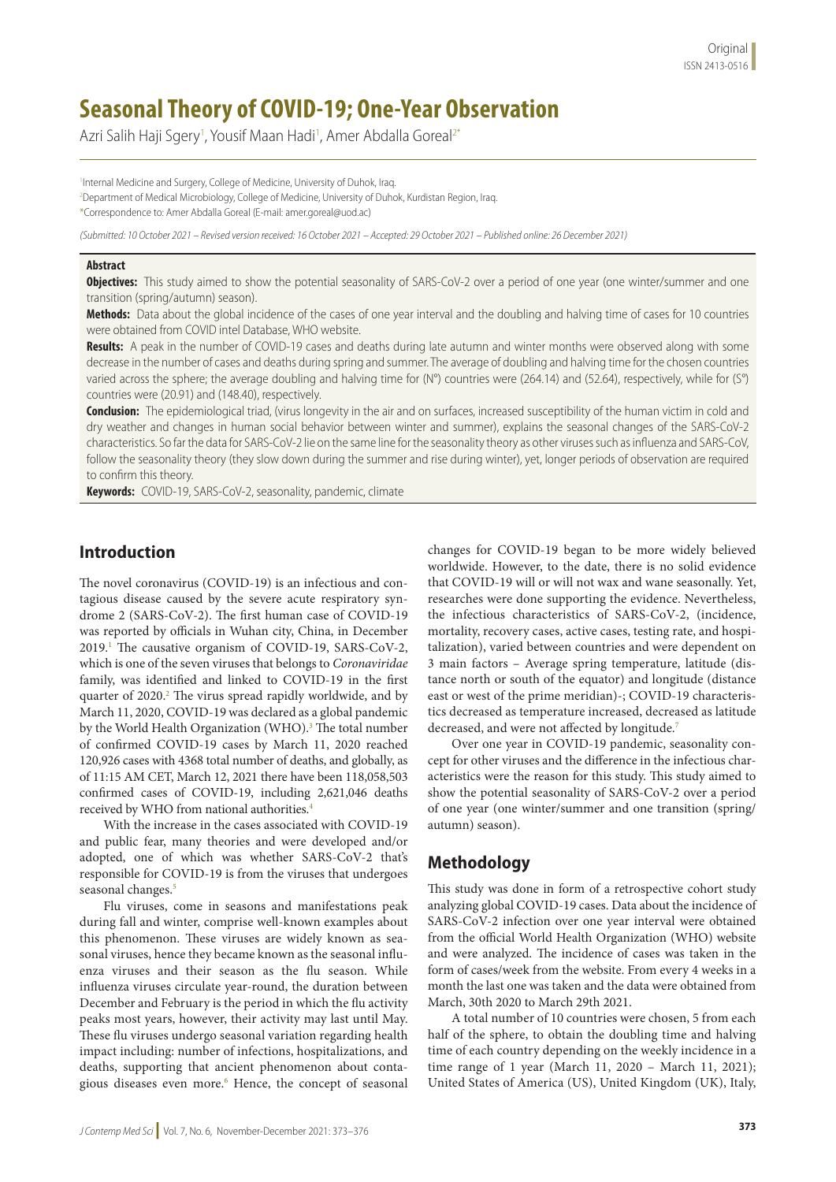# Seasonal Theory of COVID-19; One-Year Observation

Azri Salih Haji Sgery[1], Yousif Maan Hadi[1], Amer Abdalla Goreal[2*]

[1]Internal Medicine and Surgery, College of Medicine, University of Duhok, Iraq.
[2]Department of Medical Microbiology, College of Medicine, University of Duhok, Kurdistan Region, Iraq.
*Correspondence to: Amer Abdalla Goreal (E-mail: amer.goreal@uod.ac)

*(Submitted: 10 October 2021 – Revised version received: 16 October 2021 – Accepted: 29 October 2021 – Published online: 26 December 2021)*

## Abstract

**Objectives:** This study aimed to show the potential seasonality of SARS-CoV-2 over a period of one year (one winter/summer and one transition (spring/autumn) season).

**Methods:** Data about the global incidence of the cases of one year interval and the doubling and halving time of cases for 10 countries were obtained from COVID intel Database, WHO website.

**Results:** A peak in the number of COVID-19 cases and deaths during late autumn and winter months were observed along with some decrease in the number of cases and deaths during spring and summer. The average of doubling and halving time for the chosen countries varied across the sphere; the average doubling and halving time for (N°) countries were (264.14) and (52.64), respectively, while for (S°) countries were (20.91) and (148.40), respectively.

**Conclusion:** The epidemiological triad, (virus longevity in the air and on surfaces, increased susceptibility of the human victim in cold and dry weather and changes in human social behavior between winter and summer), explains the seasonal changes of the SARS-CoV-2 characteristics. So far the data for SARS-CoV-2 lie on the same line for the seasonality theory as other viruses such as influenza and SARS-CoV, follow the seasonality theory (they slow down during the summer and rise during winter), yet, longer periods of observation are required to confirm this theory.

**Keywords:** COVID-19, SARS-CoV-2, seasonality, pandemic, climate

## Introduction

The novel coronavirus (COVID-19) is an infectious and contagious disease caused by the severe acute respiratory syndrome 2 (SARS-CoV-2). The first human case of COVID-19 was reported by officials in Wuhan city, China, in December 2019.[1] The causative organism of COVID-19, SARS-CoV-2, which is one of the seven viruses that belongs to *Coronaviridae* family, was identified and linked to COVID-19 in the first quarter of 2020.[2] The virus spread rapidly worldwide, and by March 11, 2020, COVID-19 was declared as a global pandemic by the World Health Organization (WHO).[3] The total number of confirmed COVID-19 cases by March 11, 2020 reached 120,926 cases with 4368 total number of deaths, and globally, as of 11:15 AM CET, March 12, 2021 there have been 118,058,503 confirmed cases of COVID-19, including 2,621,046 deaths received by WHO from national authorities.[4]

With the increase in the cases associated with COVID-19 and public fear, many theories and were developed and/or adopted, one of which was whether SARS-CoV-2 that's responsible for COVID-19 is from the viruses that undergoes seasonal changes.[5]

Flu viruses, come in seasons and manifestations peak during fall and winter, comprise well-known examples about this phenomenon. These viruses are widely known as seasonal viruses, hence they became known as the seasonal influenza viruses and their season as the flu season. While influenza viruses circulate year-round, the duration between December and February is the period in which the flu activity peaks most years, however, their activity may last until May. These flu viruses undergo seasonal variation regarding health impact including: number of infections, hospitalizations, and deaths, supporting that ancient phenomenon about contagious diseases even more.[6] Hence, the concept of seasonal changes for COVID-19 began to be more widely believed worldwide. However, to the date, there is no solid evidence that COVID-19 will or will not wax and wane seasonally. Yet, researches were done supporting the evidence. Nevertheless, the infectious characteristics of SARS-CoV-2, (incidence, mortality, recovery cases, active cases, testing rate, and hospitalization), varied between countries and were dependent on 3 main factors – Average spring temperature, latitude (distance north or south of the equator) and longitude (distance east or west of the prime meridian)-; COVID-19 characteristics decreased as temperature increased, decreased as latitude decreased, and were not affected by longitude.[7]

Over one year in COVID-19 pandemic, seasonality concept for other viruses and the difference in the infectious characteristics were the reason for this study. This study aimed to show the potential seasonality of SARS-CoV-2 over a period of one year (one winter/summer and one transition (spring/autumn) season).

## Methodology

This study was done in form of a retrospective cohort study analyzing global COVID-19 cases. Data about the incidence of SARS-CoV-2 infection over one year interval were obtained from the official World Health Organization (WHO) website and were analyzed. The incidence of cases was taken in the form of cases/week from the website. From every 4 weeks in a month the last one was taken and the data were obtained from March, 30th 2020 to March 29th 2021.

A total number of 10 countries were chosen, 5 from each half of the sphere, to obtain the doubling time and halving time of each country depending on the weekly incidence in a time range of 1 year (March 11, 2020 – March 11, 2021); United States of America (US), United Kingdom (UK), Italy,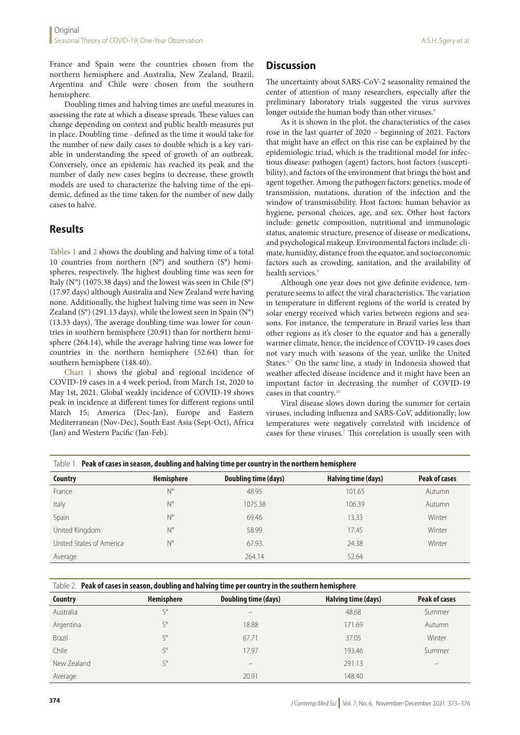France and Spain were the countries chosen from the northern hemisphere and Australia, New Zealand, Brazil, Argentina and Chile were chosen from the southern hemisphere.

Doubling times and halving times are useful measures in assessing the rate at which a disease spreads. These values can change depending on context and public health measures put in place. Doubling time - defined as the time it would take for the number of new daily cases to double which is a key variable in understanding the speed of growth of an outbreak. Conversely, once an epidemic has reached its peak and the number of daily new cases begins to decrease, these growth models are used to characterize the halving time of the epidemic, defined as the time taken for the number of new daily cases to halve.

## Results

Tables 1 and 2 shows the doubling and halving time of a total 10 countries from northern (N°) and southern (S°) hemispheres, respectively. The highest doubling time was seen for Italy (N°) (1075.38 days) and the lowest was seen in Chile (S°) (17.97 days) although Australia and New Zealand were having none. Additionally, the highest halving time was seen in New Zealand (S°) (291.13 days), while the lowest seen in Spain (N°) (13.33 days). The average doubling time was lower for countries in southern hemisphere (20.91) than for northern hemisphere (264.14), while the average halving time was lower for countries in the northern hemisphere (52.64) than for southern hemisphere (148.40).

Chart 1 shows the global and regional incidence of COVID-19 cases in a 4 week period, from March 1st, 2020 to May 1st, 2021. Global weakly incidence of COVID-19 shows peak in incidence at different times for different regions until March 15; America (Dec-Jan), Europe and Eastern Mediterranean (Nov-Dec), South East Asia (Sept-Oct), Africa (Jan) and Western Pacific (Jan-Feb).

## Discussion

The uncertainty about SARS-CoV-2 seasonality remained the center of attention of many researchers, especially after the preliminary laboratory trials suggested the virus survives longer outside the human body than other viruses.[8]

As it is shown in the plot, the characteristics of the cases rose in the last quarter of 2020 – beginning of 2021. Factors that might have an effect on this rise can be explained by the epidemiologic triad, which is the traditional model for infectious disease: pathogen (agent) factors, host factors (susceptibility), and factors of the environment that brings the host and agent together. Among the pathogen factors: genetics, mode of transmission, mutations, duration of the infection and the window of transmissibility. Host factors: human behavior as hygiene, personal choices, age, and sex. Other host factors include: genetic composition, nutritional and immunologic status, anatomic structure, presence of disease or medications, and psychological makeup. Environmental factors include: climate, humidity, distance from the equator, and socioeconomic factors such as crowding, sanitation, and the availability of health services.[9]

Although one year does not give definite evidence, temperature seems to affect the viral characteristics. The variation in temperature in different regions of the world is created by solar energy received which varies between regions and seasons. For instance, the temperature in Brazil varies less than other regions as it's closer to the equator and has a generally warmer climate, hence, the incidence of COVID-19 cases does not vary much with seasons of the year, unlike the United States.[4,7] On the same line, a study in Indonesia showed that weather affected disease incidence and it might have been an important factor in decreasing the number of COVID-19 cases in that country.[10]

Viral disease slows down during the summer for certain viruses, including influenza and SARS-CoV, additionally; low temperatures were negatively correlated with incidence of cases for these viruses.[7] This correlation is usually seen with

Table 1. **Peak of cases in season, doubling and halving time per country in the northern hemisphere**

| Country | Hemisphere | Doubling time (days) | Halving time (days) | Peak of cases |
|---|---|---|---|---|
| France | N° | 48.95 | 101.65 | Autumn |
| Italy | N° | 1075.38 | 106.39 | Autumn |
| Spain | N° | 69.46 | 13.33 | Winter |
| United Kingdom | N° | 58.99 | 17.45 | Winter |
| United States of America | N° | 67.93 | 24.38 | Winter |
| Average | | 264.14 | 52.64 | |

Table 2. **Peak of cases in season, doubling and halving time per country in the southern hemisphere**

| Country | Hemisphere | Doubling time (days) | Halving time (days) | Peak of cases |
|---|---|---|---|---|
| Australia | S° | – | 48.68 | Summer |
| Argentina | S° | 18.88 | 171.69 | Autumn |
| Brazil | S° | 67.71 | 37.05 | Winter |
| Chile | S° | 17.97 | 193.46 | Summer |
| New Zealand | S° | – | 291.13 | – |
| Average | | 20.91 | 148.40 | |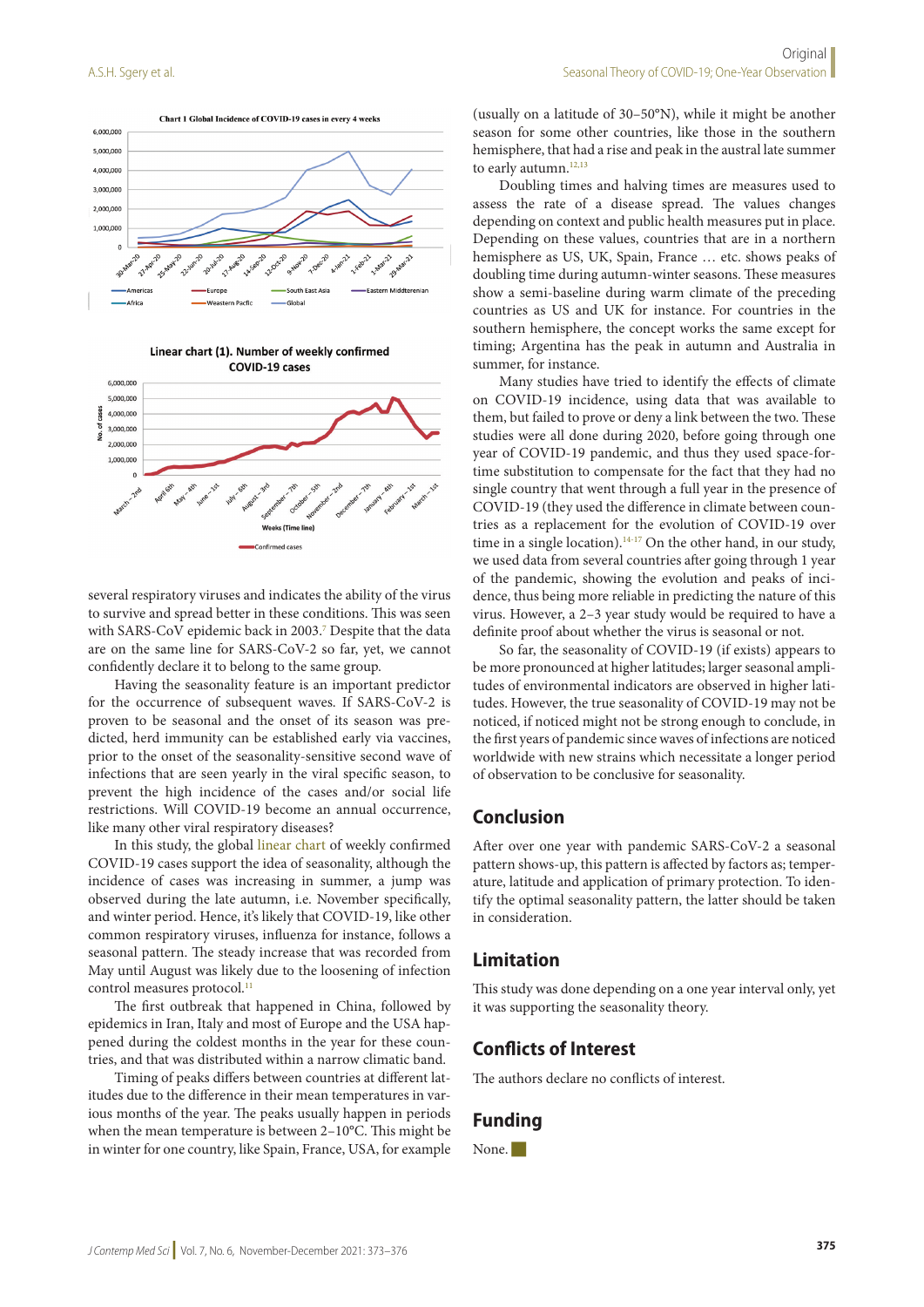Chart 1 Global Incidence of COVID-19 cases in every 4 weeks

Linear chart (1). Number of weekly confirmed COVID-19 cases

several respiratory viruses and indicates the ability of the virus to survive and spread better in these conditions. This was seen with SARS-CoV epidemic back in 2003.[7] Despite that the data are on the same line for SARS-CoV-2 so far, yet, we cannot confidently declare it to belong to the same group.

Having the seasonality feature is an important predictor for the occurrence of subsequent waves. If SARS-CoV-2 is proven to be seasonal and the onset of its season was predicted, herd immunity can be established early via vaccines, prior to the onset of the seasonality-sensitive second wave of infections that are seen yearly in the viral specific season, to prevent the high incidence of the cases and/or social life restrictions. Will COVID-19 become an annual occurrence, like many other viral respiratory diseases?

In this study, the global linear chart of weekly confirmed COVID-19 cases support the idea of seasonality, although the incidence of cases was increasing in summer, a jump was observed during the late autumn, i.e. November specifically, and winter period. Hence, it's likely that COVID-19, like other common respiratory viruses, influenza for instance, follows a seasonal pattern. The steady increase that was recorded from May until August was likely due to the loosening of infection control measures protocol.[11]

The first outbreak that happened in China, followed by epidemics in Iran, Italy and most of Europe and the USA happened during the coldest months in the year for these countries, and that was distributed within a narrow climatic band.

Timing of peaks differs between countries at different latitudes due to the difference in their mean temperatures in various months of the year. The peaks usually happen in periods when the mean temperature is between 2–10°C. This might be in winter for one country, like Spain, France, USA, for example (usually on a latitude of 30–50°N), while it might be another season for some other countries, like those in the southern hemisphere, that had a rise and peak in the austral late summer to early autumn.[12,13]

Doubling times and halving times are measures used to assess the rate of a disease spread. The values changes depending on context and public health measures put in place. Depending on these values, countries that are in a northern hemisphere as US, UK, Spain, France … etc. shows peaks of doubling time during autumn-winter seasons. These measures show a semi-baseline during warm climate of the preceding countries as US and UK for instance. For countries in the southern hemisphere, the concept works the same except for timing; Argentina has the peak in autumn and Australia in summer, for instance.

Many studies have tried to identify the effects of climate on COVID-19 incidence, using data that was available to them, but failed to prove or deny a link between the two. These studies were all done during 2020, before going through one year of COVID-19 pandemic, and thus they used space-for-time substitution to compensate for the fact that they had no single country that went through a full year in the presence of COVID-19 (they used the difference in climate between countries as a replacement for the evolution of COVID-19 over time in a single location).[14-17] On the other hand, in our study, we used data from several countries after going through 1 year of the pandemic, showing the evolution and peaks of incidence, thus being more reliable in predicting the nature of this virus. However, a 2–3 year study would be required to have a definite proof about whether the virus is seasonal or not.

So far, the seasonality of COVID-19 (if exists) appears to be more pronounced at higher latitudes; larger seasonal amplitudes of environmental indicators are observed in higher latitudes. However, the true seasonality of COVID-19 may not be noticed, if noticed might not be strong enough to conclude, in the first years of pandemic since waves of infections are noticed worldwide with new strains which necessitate a longer period of observation to be conclusive for seasonality.

## Conclusion

After over one year with pandemic SARS-CoV-2 a seasonal pattern shows-up, this pattern is affected by factors as; temperature, latitude and application of primary protection. To identify the optimal seasonality pattern, the latter should be taken in consideration.

## Limitation

This study was done depending on a one year interval only, yet it was supporting the seasonality theory.

## Conflicts of Interest

The authors declare no conflicts of interest.

## Funding

None.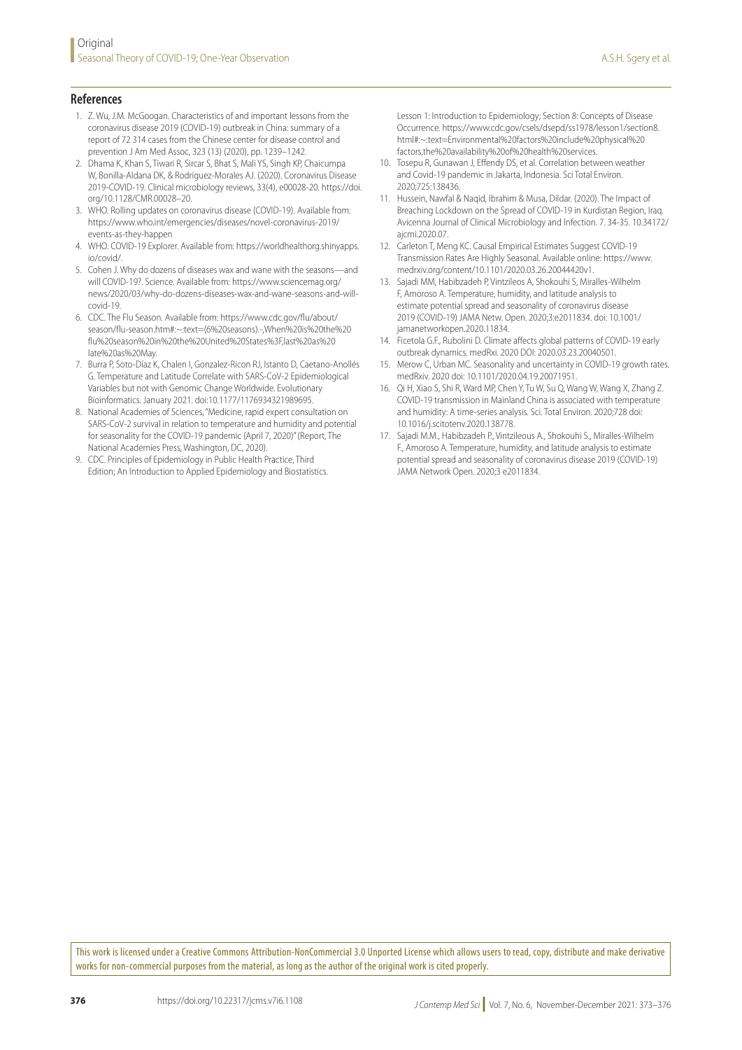## References

1. Z. Wu, J.M. McGoogan. Characteristics of and important lessons from the coronavirus disease 2019 (COVID-19) outbreak in China: summary of a report of 72 314 cases from the Chinese center for disease control and prevention J Am Med Assoc, 323 (13) (2020), pp. 1239–1242.
2. Dhama K, Khan S, Tiwari R, Sircar S, Bhat S, Mali YS, Singh KP, Chaicumpa W, Bonilla-Aldana DK, & Rodriguez-Morales AJ. (2020). Coronavirus Disease 2019-COVID-19. Clinical microbiology reviews, 33(4), e00028-20. https://doi.org/10.1128/CMR.00028–20.
3. WHO. Rolling updates on coronavirus disease (COVID-19). Available from: https://www.who.int/emergencies/diseases/novel-coronavirus-2019/events-as-they-happen
4. WHO. COVID-19 Explorer. Available from: https://worldhealthorg.shinyapps.io/covid/.
5. Cohen J. Why do dozens of diseases wax and wane with the seasons—and will COVID-19?. Science. Available from: https://www.sciencemag.org/news/2020/03/why-do-dozens-diseases-wax-and-wane-seasons-and-will-covid-19.
6. CDC. The Flu Season. Available from: https://www.cdc.gov/flu/about/season/flu-season.htm#:~:text=(6%20seasons).-,When%20is%20the%20flu%20season%20in%20the%20United%20States%3F,last%20as%20late%20as%20May.
7. Burra P, Soto-Díaz K, Chalen I, Gonzalez-Ricon RJ, Istanto D, Caetano-Anollés G. Temperature and Latitude Correlate with SARS-CoV-2 Epidemiological Variables but not with Genomic Change Worldwide. Evolutionary Bioinformatics. January 2021. doi:10.1177/1176934321989695.
8. National Academies of Sciences, "Medicine, rapid expert consultation on SARS-CoV-2 survival in relation to temperature and humidity and potential for seasonality for the COVID-19 pandemic (April 7, 2020)" (Report, The National Academies Press, Washington, DC, 2020).
9. CDC. Principles of Epidemiology in Public Health Practice, Third Edition; An Introduction to Applied Epidemiology and Biostatistics. Lesson 1: Introduction to Epidemiology; Section 8: Concepts of Disease Occurrence. https://www.cdc.gov/csels/dsepd/ss1978/lesson1/section8.html#:~:text=Environmental%20factors%20include%20physical%20factors,the%20availability%20of%20health%20services.
10. Tosepu R, Gunawan J, Effendy DS, et al. Correlation between weather and Covid-19 pandemic in Jakarta, Indonesia. Sci Total Environ. 2020;725:138436.
11. Hussein, Nawfal & Naqid, Ibrahim & Musa, Dildar. (2020). The Impact of Breaching Lockdown on the Spread of COVID-19 in Kurdistan Region, Iraq. Avicenna Journal of Clinical Microbiology and Infection. 7. 34-35. 10.34172/ajcmi.2020.07.
12. Carleton T, Meng KC. Causal Empirical Estimates Suggest COVID-19 Transmission Rates Are Highly Seasonal. Available online: https://www.medrxiv.org/content/10.1101/2020.03.26.20044420v1.
13. Sajadi MM, Habibzadeh P, Vintzileos A, Shokouhi S, Miralles-Wilhelm F, Amoroso A. Temperature, humidity, and latitude analysis to estimate potential spread and seasonality of coronavirus disease 2019 (COVID-19) JAMA Netw. Open. 2020;3:e2011834. doi: 10.1001/jamanetworkopen.2020.11834.
14. Ficetola G.F., Rubolini D. Climate affects global patterns of COVID-19 early outbreak dynamics. medRxi. 2020 DOI: 2020.03.23.20040501.
15. Merow C, Urban MC. Seasonality and uncertainty in COVID-19 growth rates. medRxiv. 2020 doi: 10.1101/2020.04.19.20071951.
16. Qi H, Xiao S, Shi R, Ward MP, Chen Y, Tu W, Su Q, Wang W, Wang X, Zhang Z. COVID-19 transmission in Mainland China is associated with temperature and humidity: A time-series analysis. Sci. Total Environ. 2020;728 doi: 10.1016/j.scitotenv.2020.138778.
17. Sajadi M.M., Habibzadeh P., Vintzileous A., Shokouhi S., Miralles-Wilhelm F., Amoroso A. Temperature, humidity, and latitude analysis to estimate potential spread and seasonality of coronavirus disease 2019 (COVID-19) JAMA Network Open. 2020;3 e2011834.

This work is licensed under a Creative Commons Attribution-NonCommercial 3.0 Unported License which allows users to read, copy, distribute and make derivative works for non-commercial purposes from the material, as long as the author of the original work is cited properly.